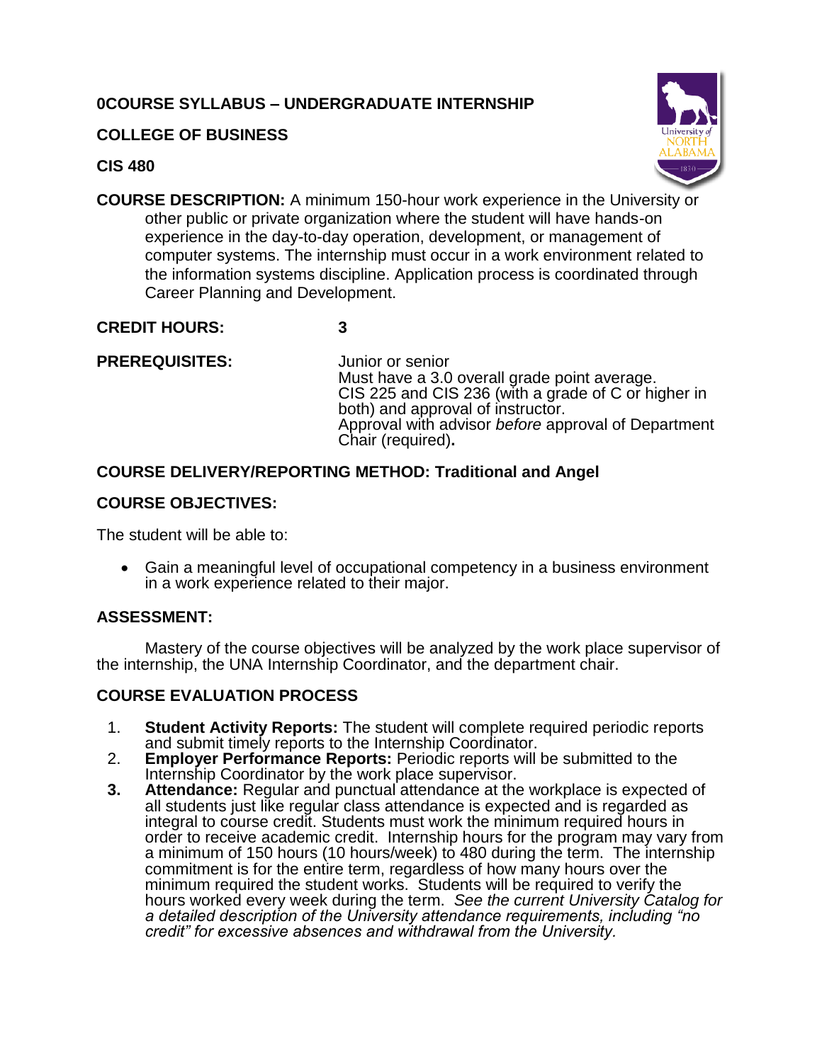# 0COURSE SYLLABUS – UNDERGRADUATE INTERNSHIP

## COLLEGE OF BUSINESS

## CIS 480

**COURSE DESCRIPTION:** A minimum 150-hour work experience in the University or other public or private organization where the student will have hands-on experience in the day-to-day operation, development, or management of computer systems. The internship must occur in a work environment related to the information systems discipline. Application process is coordinated through Career Planning and Development.

**CREDIT HOURS:** **3**

**PREREQUISITES:**
Junior or senior
Must have a 3.0 overall grade point average.
CIS 225 and CIS 236 (with a grade of C or higher in both) and approval of instructor.
Approval with advisor *before* approval of Department Chair (required)**.**

## COURSE DELIVERY/REPORTING METHOD: Traditional and Angel

## COURSE OBJECTIVES:

The student will be able to:

- Gain a meaningful level of occupational competency in a business environment in a work experience related to their major.

## ASSESSMENT:

Mastery of the course objectives will be analyzed by the work place supervisor of the internship, the UNA Internship Coordinator, and the department chair.

## COURSE EVALUATION PROCESS

1. **Student Activity Reports:** The student will complete required periodic reports and submit timely reports to the Internship Coordinator.
2. **Employer Performance Reports:** Periodic reports will be submitted to the Internship Coordinator by the work place supervisor.
3. **Attendance:** Regular and punctual attendance at the workplace is expected of all students just like regular class attendance is expected and is regarded as integral to course credit. Students must work the minimum required hours in order to receive academic credit. Internship hours for the program may vary from a minimum of 150 hours (10 hours/week) to 480 during the term. The internship commitment is for the entire term, regardless of how many hours over the minimum required the student works. Students will be required to verify the hours worked every week during the term. *See the current University Catalog for a detailed description of the University attendance requirements, including "no credit" for excessive absences and withdrawal from the University.*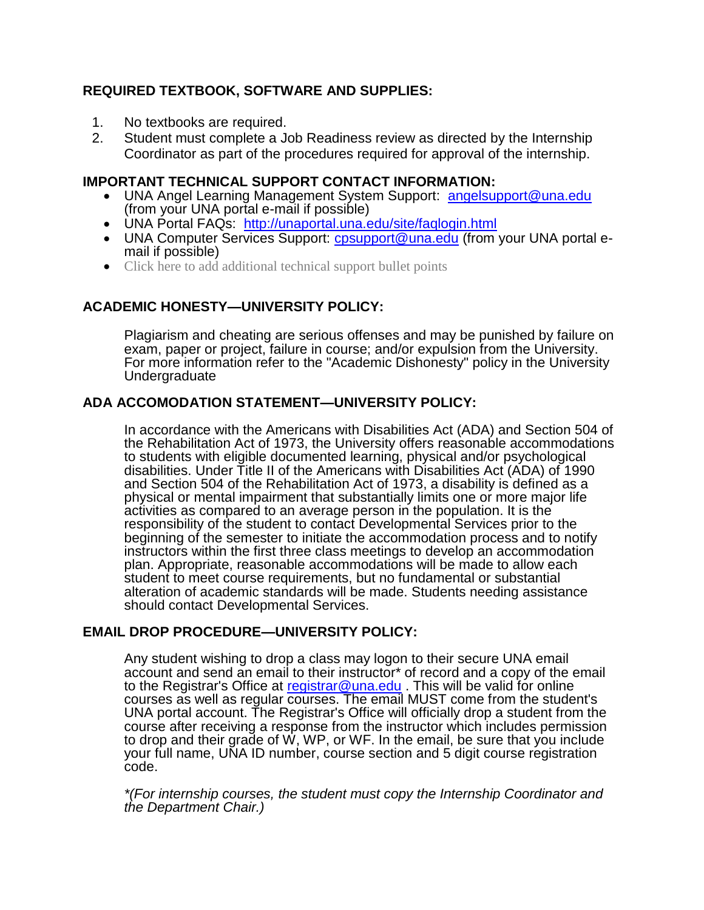## REQUIRED TEXTBOOK, SOFTWARE AND SUPPLIES:

1. No textbooks are required.
2. Student must complete a Job Readiness review as directed by the Internship Coordinator as part of the procedures required for approval of the internship.

## IMPORTANT TECHNICAL SUPPORT CONTACT INFORMATION:

- UNA Angel Learning Management System Support: angelsupport@una.edu (from your UNA portal e-mail if possible)
- UNA Portal FAQs: http://unaportal.una.edu/site/faqlogin.html
- UNA Computer Services Support: cpsupport@una.edu (from your UNA portal e-mail if possible)
- Click here to add additional technical support bullet points

## ACADEMIC HONESTY—UNIVERSITY POLICY:

Plagiarism and cheating are serious offenses and may be punished by failure on exam, paper or project, failure in course; and/or expulsion from the University. For more information refer to the "Academic Dishonesty" policy in the University Undergraduate

## ADA ACCOMODATION STATEMENT—UNIVERSITY POLICY:

In accordance with the Americans with Disabilities Act (ADA) and Section 504 of the Rehabilitation Act of 1973, the University offers reasonable accommodations to students with eligible documented learning, physical and/or psychological disabilities. Under Title II of the Americans with Disabilities Act (ADA) of 1990 and Section 504 of the Rehabilitation Act of 1973, a disability is defined as a physical or mental impairment that substantially limits one or more major life activities as compared to an average person in the population. It is the responsibility of the student to contact Developmental Services prior to the beginning of the semester to initiate the accommodation process and to notify instructors within the first three class meetings to develop an accommodation plan. Appropriate, reasonable accommodations will be made to allow each student to meet course requirements, but no fundamental or substantial alteration of academic standards will be made. Students needing assistance should contact Developmental Services.

## EMAIL DROP PROCEDURE—UNIVERSITY POLICY:

Any student wishing to drop a class may logon to their secure UNA email account and send an email to their instructor* of record and a copy of the email to the Registrar's Office at registrar@una.edu . This will be valid for online courses as well as regular courses. The email MUST come from the student's UNA portal account. The Registrar's Office will officially drop a student from the course after receiving a response from the instructor which includes permission to drop and their grade of W, WP, or WF. In the email, be sure that you include your full name, UNA ID number, course section and 5 digit course registration code.

*\*(For internship courses, the student must copy the Internship Coordinator and the Department Chair.)*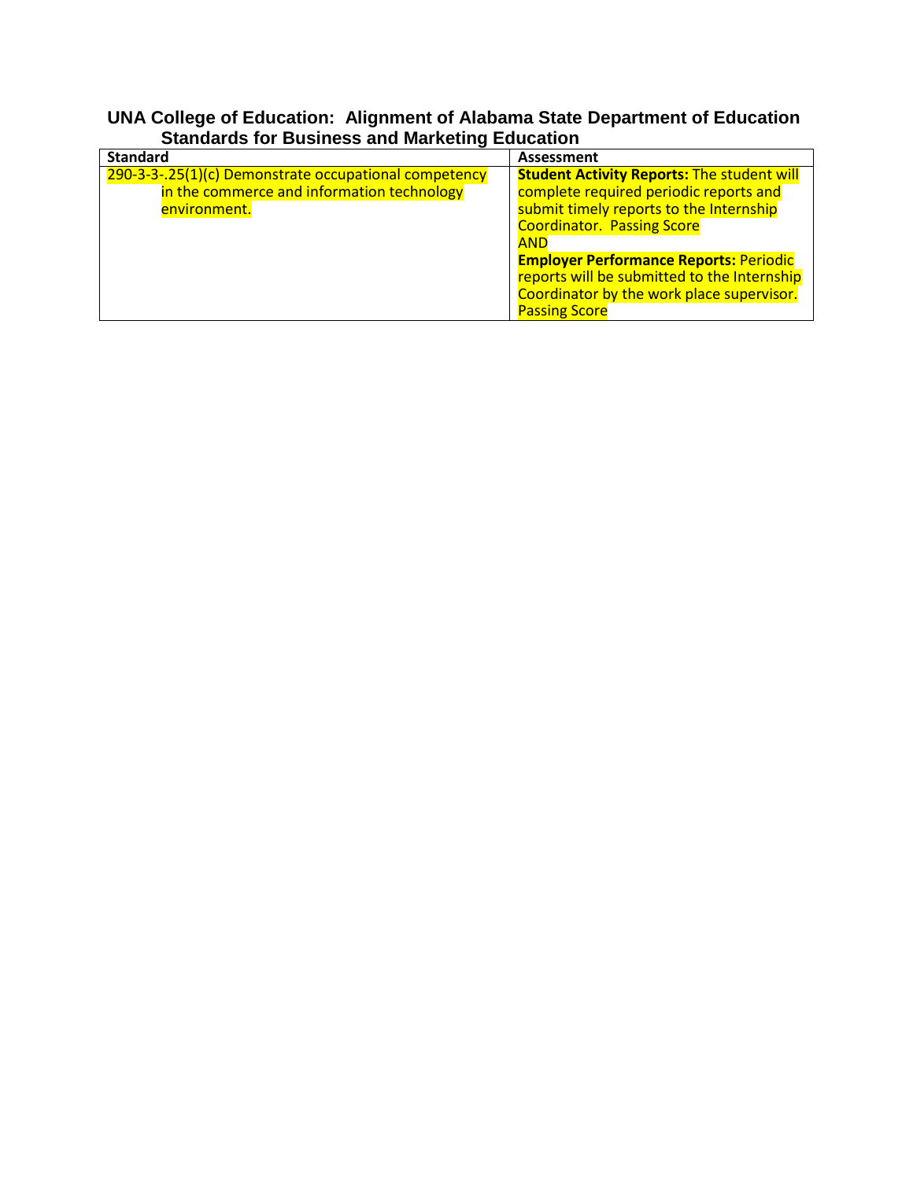# UNA College of Education: Alignment of Alabama State Department of Education Standards for Business and Marketing Education

| Standard | Assessment |
|---|---|
| 290-3-3-.25(1)(c) Demonstrate occupational competency in the commerce and information technology environment. | **Student Activity Reports:** The student will complete required periodic reports and submit timely reports to the Internship Coordinator. Passing Score<br>AND<br>**Employer Performance Reports:** Periodic reports will be submitted to the Internship Coordinator by the work place supervisor. Passing Score |